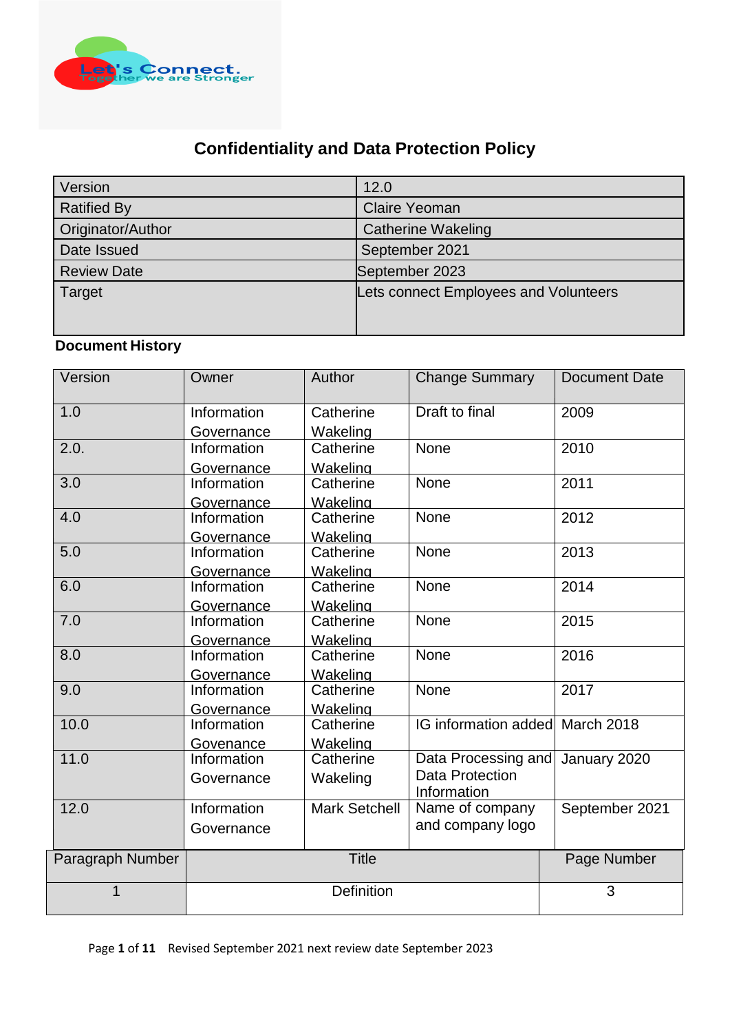# Confidentiality and Data Protection Policy

| Version | 12.0 |
|---|---|
| Ratified By | Claire Yeoman |
| Originator/Author | Catherine Wakeling |
| Date Issued | September 2021 |
| Review Date | September 2023 |
| Target | Lets connect Employees and Volunteers |

**Document History**

| Version | Owner | Author | Change Summary | Document Date |
|---|---|---|---|---|
| 1.0 | Information Governance | Catherine Wakeling | Draft to final | 2009 |
| 2.0. | Information Governance | Catherine Wakeling | None | 2010 |
| 3.0 | Information Governance | Catherine Wakeling | None | 2011 |
| 4.0 | Information Governance | Catherine Wakeling | None | 2012 |
| 5.0 | Information Governance | Catherine Wakeling | None | 2013 |
| 6.0 | Information Governance | Catherine Wakeling | None | 2014 |
| 7.0 | Information Governance | Catherine Wakeling | None | 2015 |
| 8.0 | Information Governance | Catherine Wakeling | None | 2016 |
| 9.0 | Information Governance | Catherine Wakeling | None | 2017 |
| 10.0 | Information Govenance | Catherine Wakeling | IG information added | March 2018 |
| 11.0 | Information Governance | Catherine Wakeling | Data Processing and Data Protection Information | January 2020 |
| 12.0 | Information Governance | Mark Setchell | Name of company and company logo | September 2021 |

| Paragraph Number | Title | Page Number |
|---|---|---|
| 1 | Definition | 3 |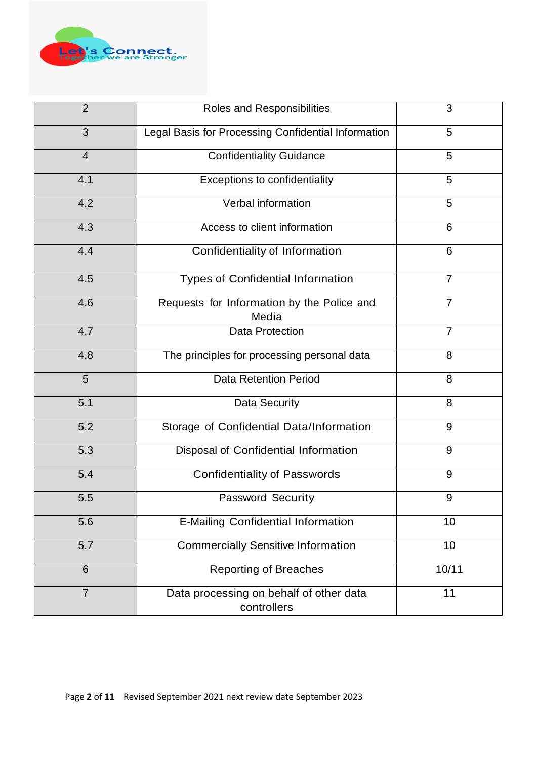| 2 | Roles and Responsibilities | 3 |
|---|---|---|
| 3 | Legal Basis for Processing Confidential Information | 5 |
| 4 | Confidentiality Guidance | 5 |
| 4.1 | Exceptions to confidentiality | 5 |
| 4.2 | Verbal information | 5 |
| 4.3 | Access to client information | 6 |
| 4.4 | Confidentiality of Information | 6 |
| 4.5 | Types of Confidential Information | 7 |
| 4.6 | Requests for Information by the Police and Media | 7 |
| 4.7 | Data Protection | 7 |
| 4.8 | The principles for processing personal data | 8 |
| 5 | Data Retention Period | 8 |
| 5.1 | Data Security | 8 |
| 5.2 | Storage of Confidential Data/Information | 9 |
| 5.3 | Disposal of Confidential Information | 9 |
| 5.4 | Confidentiality of Passwords | 9 |
| 5.5 | Password Security | 9 |
| 5.6 | E-Mailing Confidential Information | 10 |
| 5.7 | Commercially Sensitive Information | 10 |
| 6 | Reporting of Breaches | 10/11 |
| 7 | Data processing on behalf of other data controllers | 11 |

Revised September 2021 next review date September 2023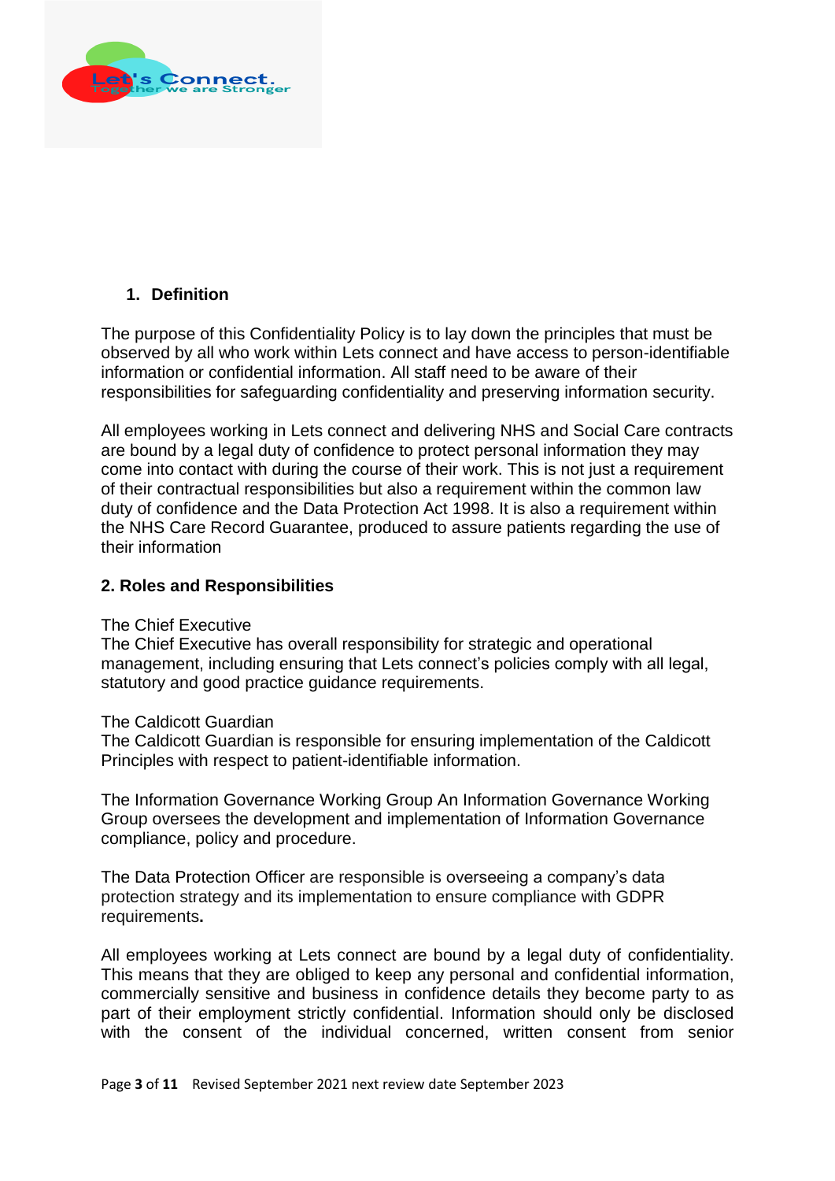## 1. Definition

The purpose of this Confidentiality Policy is to lay down the principles that must be observed by all who work within Lets connect and have access to person-identifiable information or confidential information. All staff need to be aware of their responsibilities for safeguarding confidentiality and preserving information security.

All employees working in Lets connect and delivering NHS and Social Care contracts are bound by a legal duty of confidence to protect personal information they may come into contact with during the course of their work. This is not just a requirement of their contractual responsibilities but also a requirement within the common law duty of confidence and the Data Protection Act 1998. It is also a requirement within the NHS Care Record Guarantee, produced to assure patients regarding the use of their information

## 2. Roles and Responsibilities

The Chief Executive
The Chief Executive has overall responsibility for strategic and operational management, including ensuring that Lets connect's policies comply with all legal, statutory and good practice guidance requirements.

The Caldicott Guardian
The Caldicott Guardian is responsible for ensuring implementation of the Caldicott Principles with respect to patient-identifiable information.

The Information Governance Working Group An Information Governance Working Group oversees the development and implementation of Information Governance compliance, policy and procedure.

The Data Protection Officer are responsible is overseeing a company's data protection strategy and its implementation to ensure compliance with GDPR requirements**.**

All employees working at Lets connect are bound by a legal duty of confidentiality. This means that they are obliged to keep any personal and confidential information, commercially sensitive and business in confidence details they become party to as part of their employment strictly confidential. Information should only be disclosed with the consent of the individual concerned, written consent from senior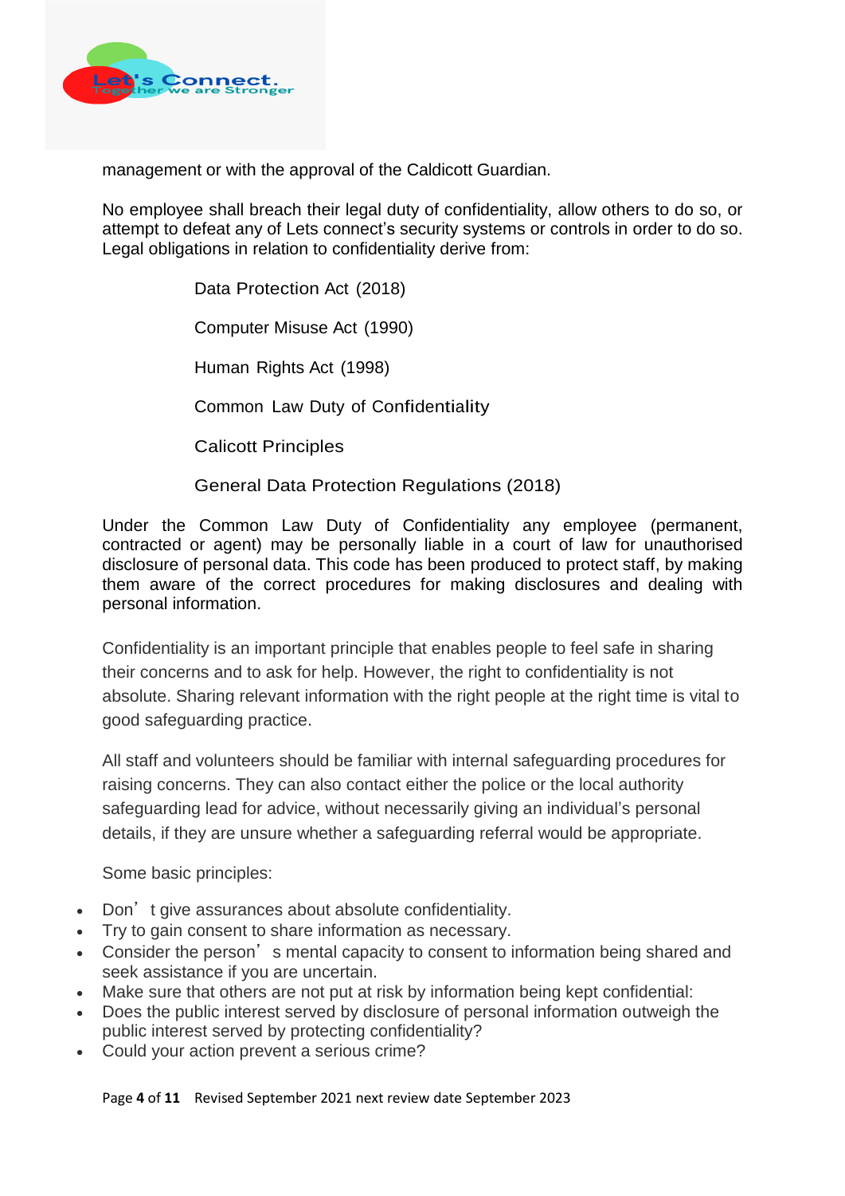management or with the approval of the Caldicott Guardian.

No employee shall breach their legal duty of confidentiality, allow others to do so, or attempt to defeat any of Lets connect's security systems or controls in order to do so. Legal obligations in relation to confidentiality derive from:

Data Protection Act (2018)

Computer Misuse Act (1990)

Human Rights Act (1998)

Common Law Duty of Confidentiality

Calicott Principles

General Data Protection Regulations (2018)

Under the Common Law Duty of Confidentiality any employee (permanent, contracted or agent) may be personally liable in a court of law for unauthorised disclosure of personal data. This code has been produced to protect staff, by making them aware of the correct procedures for making disclosures and dealing with personal information.

Confidentiality is an important principle that enables people to feel safe in sharing their concerns and to ask for help. However, the right to confidentiality is not absolute. Sharing relevant information with the right people at the right time is vital to good safeguarding practice.

All staff and volunteers should be familiar with internal safeguarding procedures for raising concerns. They can also contact either the police or the local authority safeguarding lead for advice, without necessarily giving an individual's personal details, if they are unsure whether a safeguarding referral would be appropriate.

Some basic principles:

- Don't give assurances about absolute confidentiality.
- Try to gain consent to share information as necessary.
- Consider the person's mental capacity to consent to information being shared and seek assistance if you are uncertain.
- Make sure that others are not put at risk by information being kept confidential:
- Does the public interest served by disclosure of personal information outweigh the public interest served by protecting confidentiality?
- Could your action prevent a serious crime?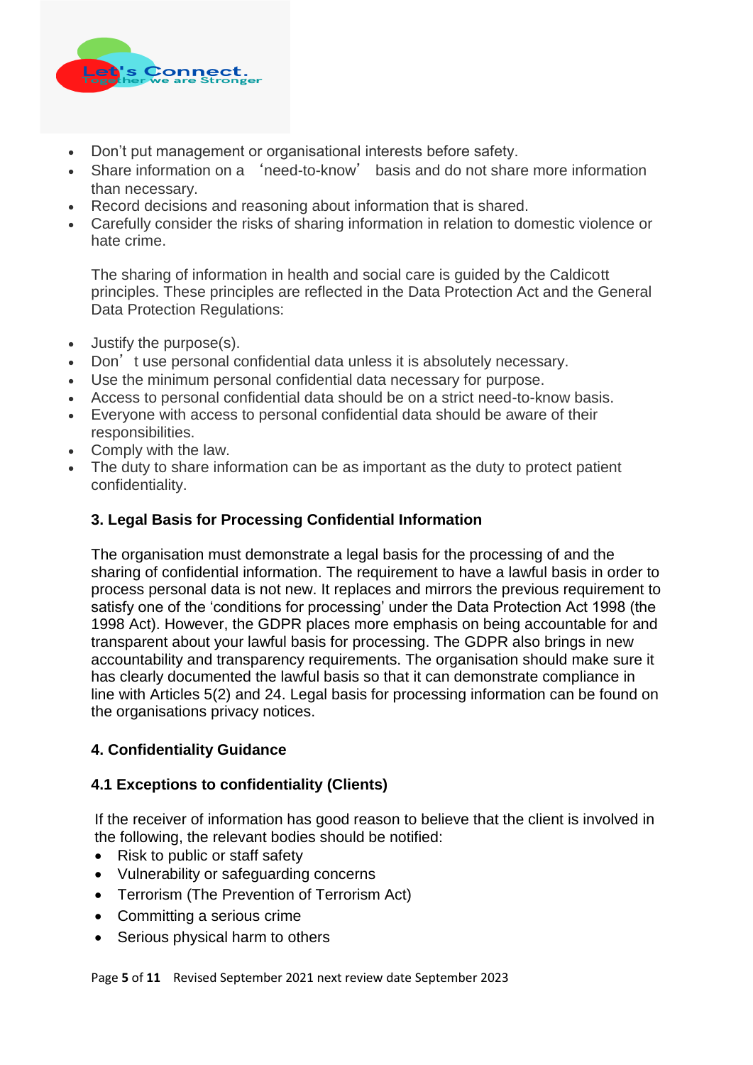- Don't put management or organisational interests before safety.
- Share information on a 'need-to-know' basis and do not share more information than necessary.
- Record decisions and reasoning about information that is shared.
- Carefully consider the risks of sharing information in relation to domestic violence or hate crime.

The sharing of information in health and social care is guided by the Caldicott principles. These principles are reflected in the Data Protection Act and the General Data Protection Regulations:

- Justify the purpose(s).
- Don't use personal confidential data unless it is absolutely necessary.
- Use the minimum personal confidential data necessary for purpose.
- Access to personal confidential data should be on a strict need-to-know basis.
- Everyone with access to personal confidential data should be aware of their responsibilities.
- Comply with the law.
- The duty to share information can be as important as the duty to protect patient confidentiality.

### 3. Legal Basis for Processing Confidential Information

The organisation must demonstrate a legal basis for the processing of and the sharing of confidential information. The requirement to have a lawful basis in order to process personal data is not new. It replaces and mirrors the previous requirement to satisfy one of the 'conditions for processing' under the Data Protection Act 1998 (the 1998 Act). However, the GDPR places more emphasis on being accountable for and transparent about your lawful basis for processing. The GDPR also brings in new accountability and transparency requirements. The organisation should make sure it has clearly documented the lawful basis so that it can demonstrate compliance in line with Articles 5(2) and 24. Legal basis for processing information can be found on the organisations privacy notices.

### 4. Confidentiality Guidance

#### 4.1 Exceptions to confidentiality (Clients)

If the receiver of information has good reason to believe that the client is involved in the following, the relevant bodies should be notified:

- Risk to public or staff safety
- Vulnerability or safeguarding concerns
- Terrorism (The Prevention of Terrorism Act)
- Committing a serious crime
- Serious physical harm to others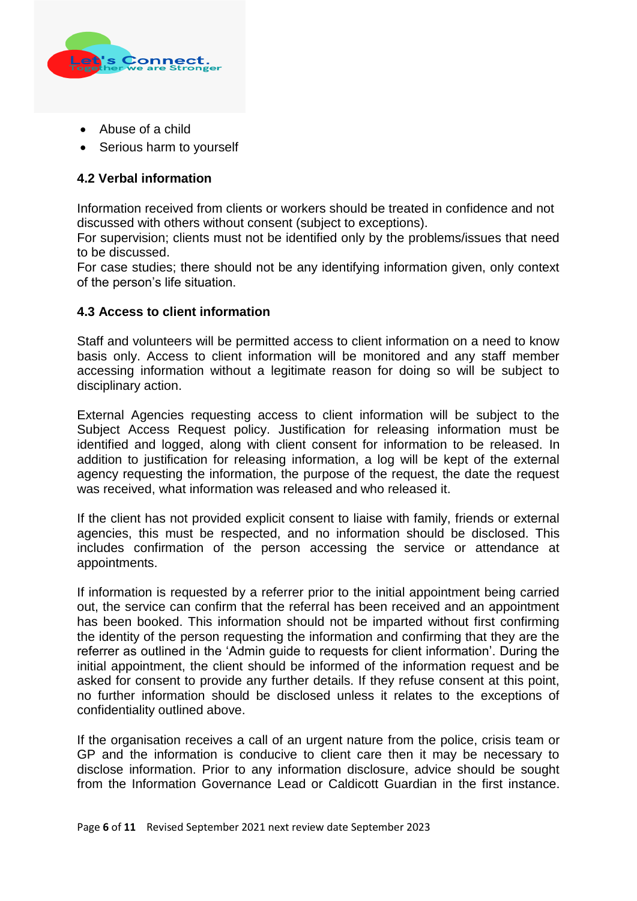- Abuse of a child
- Serious harm to yourself

### 4.2 Verbal information

Information received from clients or workers should be treated in confidence and not discussed with others without consent (subject to exceptions).
For supervision; clients must not be identified only by the problems/issues that need to be discussed.
For case studies; there should not be any identifying information given, only context of the person's life situation.

### 4.3 Access to client information

Staff and volunteers will be permitted access to client information on a need to know basis only. Access to client information will be monitored and any staff member accessing information without a legitimate reason for doing so will be subject to disciplinary action.

External Agencies requesting access to client information will be subject to the Subject Access Request policy. Justification for releasing information must be identified and logged, along with client consent for information to be released. In addition to justification for releasing information, a log will be kept of the external agency requesting the information, the purpose of the request, the date the request was received, what information was released and who released it.

If the client has not provided explicit consent to liaise with family, friends or external agencies, this must be respected, and no information should be disclosed. This includes confirmation of the person accessing the service or attendance at appointments.

If information is requested by a referrer prior to the initial appointment being carried out, the service can confirm that the referral has been received and an appointment has been booked. This information should not be imparted without first confirming the identity of the person requesting the information and confirming that they are the referrer as outlined in the 'Admin guide to requests for client information'. During the initial appointment, the client should be informed of the information request and be asked for consent to provide any further details. If they refuse consent at this point, no further information should be disclosed unless it relates to the exceptions of confidentiality outlined above.

If the organisation receives a call of an urgent nature from the police, crisis team or GP and the information is conducive to client care then it may be necessary to disclose information. Prior to any information disclosure, advice should be sought from the Information Governance Lead or Caldicott Guardian in the first instance.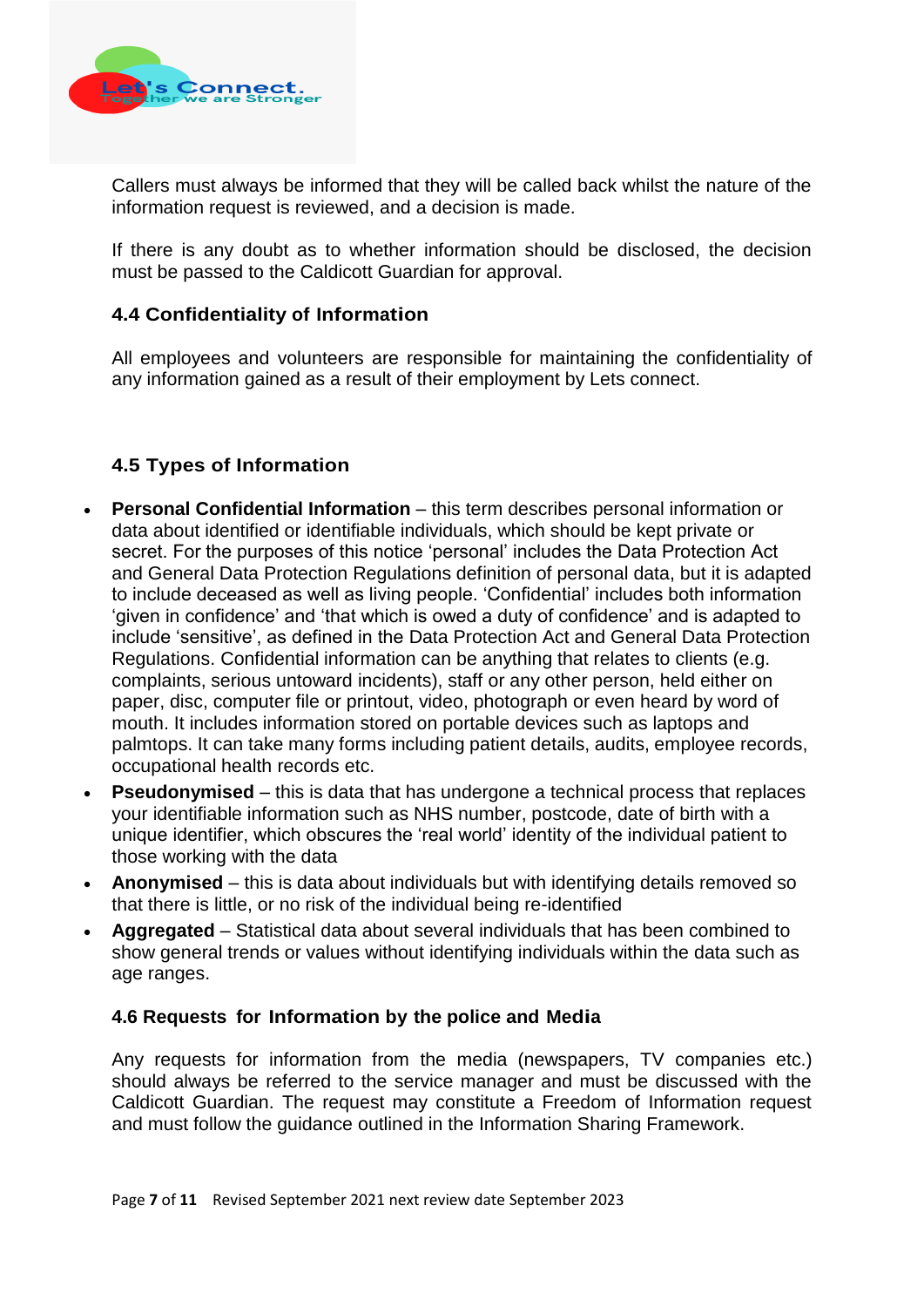Callers must always be informed that they will be called back whilst the nature of the information request is reviewed, and a decision is made.

If there is any doubt as to whether information should be disclosed, the decision must be passed to the Caldicott Guardian for approval.

### 4.4 Confidentiality of Information

All employees and volunteers are responsible for maintaining the confidentiality of any information gained as a result of their employment by Lets connect.

### 4.5 Types of Information

- **Personal Confidential Information** – this term describes personal information or data about identified or identifiable individuals, which should be kept private or secret. For the purposes of this notice 'personal' includes the Data Protection Act and General Data Protection Regulations definition of personal data, but it is adapted to include deceased as well as living people. 'Confidential' includes both information 'given in confidence' and 'that which is owed a duty of confidence' and is adapted to include 'sensitive', as defined in the Data Protection Act and General Data Protection Regulations. Confidential information can be anything that relates to clients (e.g. complaints, serious untoward incidents), staff or any other person, held either on paper, disc, computer file or printout, video, photograph or even heard by word of mouth. It includes information stored on portable devices such as laptops and palmtops. It can take many forms including patient details, audits, employee records, occupational health records etc.
- **Pseudonymised** – this is data that has undergone a technical process that replaces your identifiable information such as NHS number, postcode, date of birth with a unique identifier, which obscures the 'real world' identity of the individual patient to those working with the data
- **Anonymised** – this is data about individuals but with identifying details removed so that there is little, or no risk of the individual being re-identified
- **Aggregated** – Statistical data about several individuals that has been combined to show general trends or values without identifying individuals within the data such as age ranges.

### 4.6 Requests for Information by the police and Media

Any requests for information from the media (newspapers, TV companies etc.) should always be referred to the service manager and must be discussed with the Caldicott Guardian. The request may constitute a Freedom of Information request and must follow the guidance outlined in the Information Sharing Framework.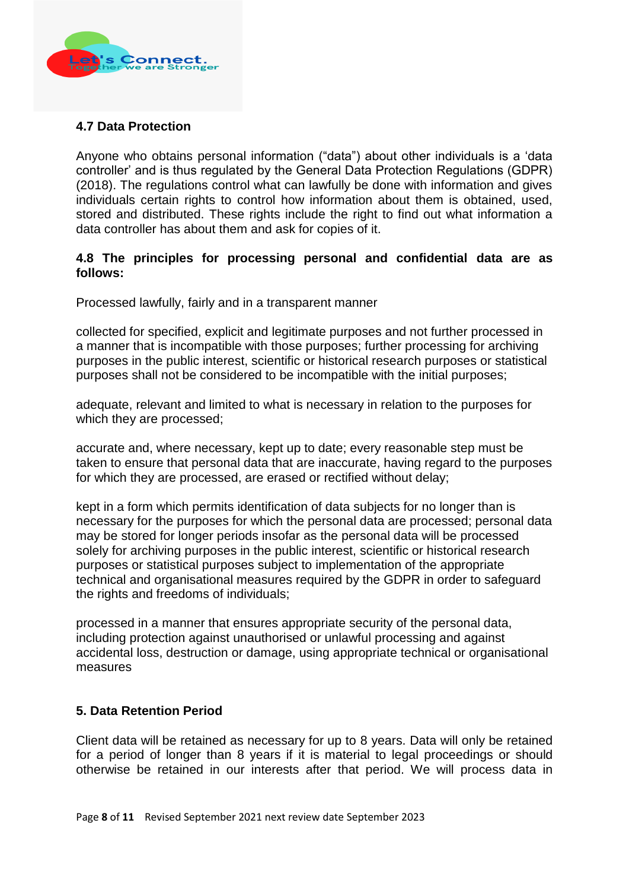**4.7 Data Protection**

Anyone who obtains personal information ("data") about other individuals is a 'data controller' and is thus regulated by the General Data Protection Regulations (GDPR) (2018). The regulations control what can lawfully be done with information and gives individuals certain rights to control how information about them is obtained, used, stored and distributed. These rights include the right to find out what information a data controller has about them and ask for copies of it.

**4.8 The principles for processing personal and confidential data are as follows:**

Processed lawfully, fairly and in a transparent manner

collected for specified, explicit and legitimate purposes and not further processed in a manner that is incompatible with those purposes; further processing for archiving purposes in the public interest, scientific or historical research purposes or statistical purposes shall not be considered to be incompatible with the initial purposes;

adequate, relevant and limited to what is necessary in relation to the purposes for which they are processed;

accurate and, where necessary, kept up to date; every reasonable step must be taken to ensure that personal data that are inaccurate, having regard to the purposes for which they are processed, are erased or rectified without delay;

kept in a form which permits identification of data subjects for no longer than is necessary for the purposes for which the personal data are processed; personal data may be stored for longer periods insofar as the personal data will be processed solely for archiving purposes in the public interest, scientific or historical research purposes or statistical purposes subject to implementation of the appropriate technical and organisational measures required by the GDPR in order to safeguard the rights and freedoms of individuals;

processed in a manner that ensures appropriate security of the personal data, including protection against unauthorised or unlawful processing and against accidental loss, destruction or damage, using appropriate technical or organisational measures

**5. Data Retention Period**

Client data will be retained as necessary for up to 8 years. Data will only be retained for a period of longer than 8 years if it is material to legal proceedings or should otherwise be retained in our interests after that period. We will process data in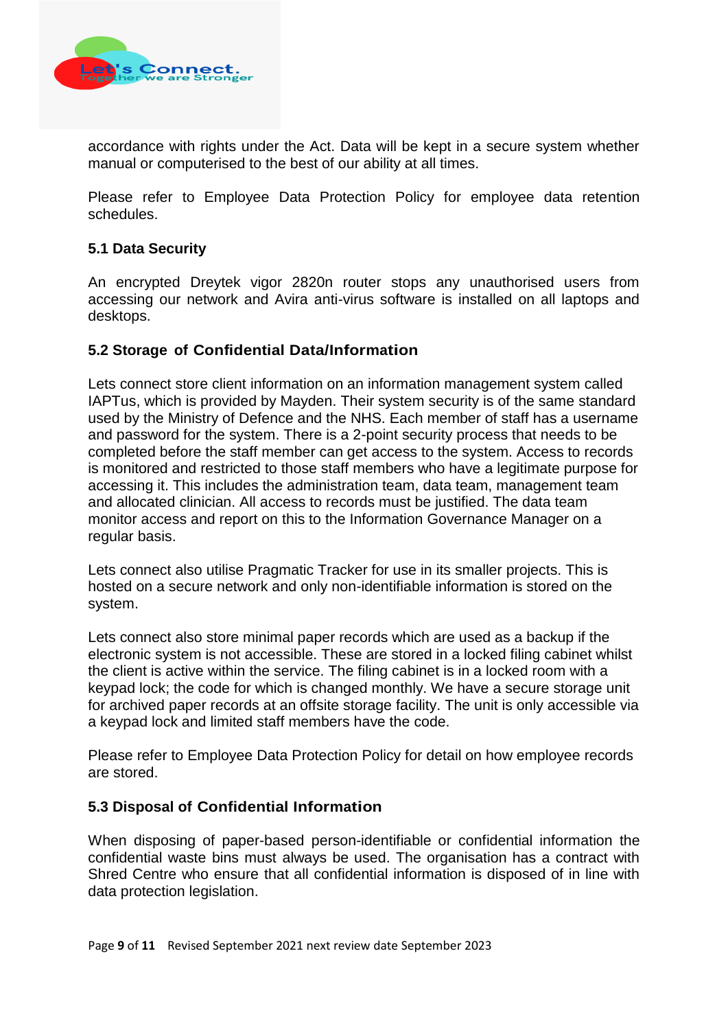accordance with rights under the Act. Data will be kept in a secure system whether manual or computerised to the best of our ability at all times.

Please refer to Employee Data Protection Policy for employee data retention schedules.

### 5.1 Data Security

An encrypted Dreytek vigor 2820n router stops any unauthorised users from accessing our network and Avira anti-virus software is installed on all laptops and desktops.

### 5.2 Storage of Confidential Data/Information

Lets connect store client information on an information management system called IAPTus, which is provided by Mayden. Their system security is of the same standard used by the Ministry of Defence and the NHS. Each member of staff has a username and password for the system. There is a 2-point security process that needs to be completed before the staff member can get access to the system. Access to records is monitored and restricted to those staff members who have a legitimate purpose for accessing it. This includes the administration team, data team, management team and allocated clinician. All access to records must be justified. The data team monitor access and report on this to the Information Governance Manager on a regular basis.

Lets connect also utilise Pragmatic Tracker for use in its smaller projects. This is hosted on a secure network and only non-identifiable information is stored on the system.

Lets connect also store minimal paper records which are used as a backup if the electronic system is not accessible. These are stored in a locked filing cabinet whilst the client is active within the service. The filing cabinet is in a locked room with a keypad lock; the code for which is changed monthly. We have a secure storage unit for archived paper records at an offsite storage facility. The unit is only accessible via a keypad lock and limited staff members have the code.

Please refer to Employee Data Protection Policy for detail on how employee records are stored.

### 5.3 Disposal of Confidential Information

When disposing of paper-based person-identifiable or confidential information the confidential waste bins must always be used. The organisation has a contract with Shred Centre who ensure that all confidential information is disposed of in line with data protection legislation.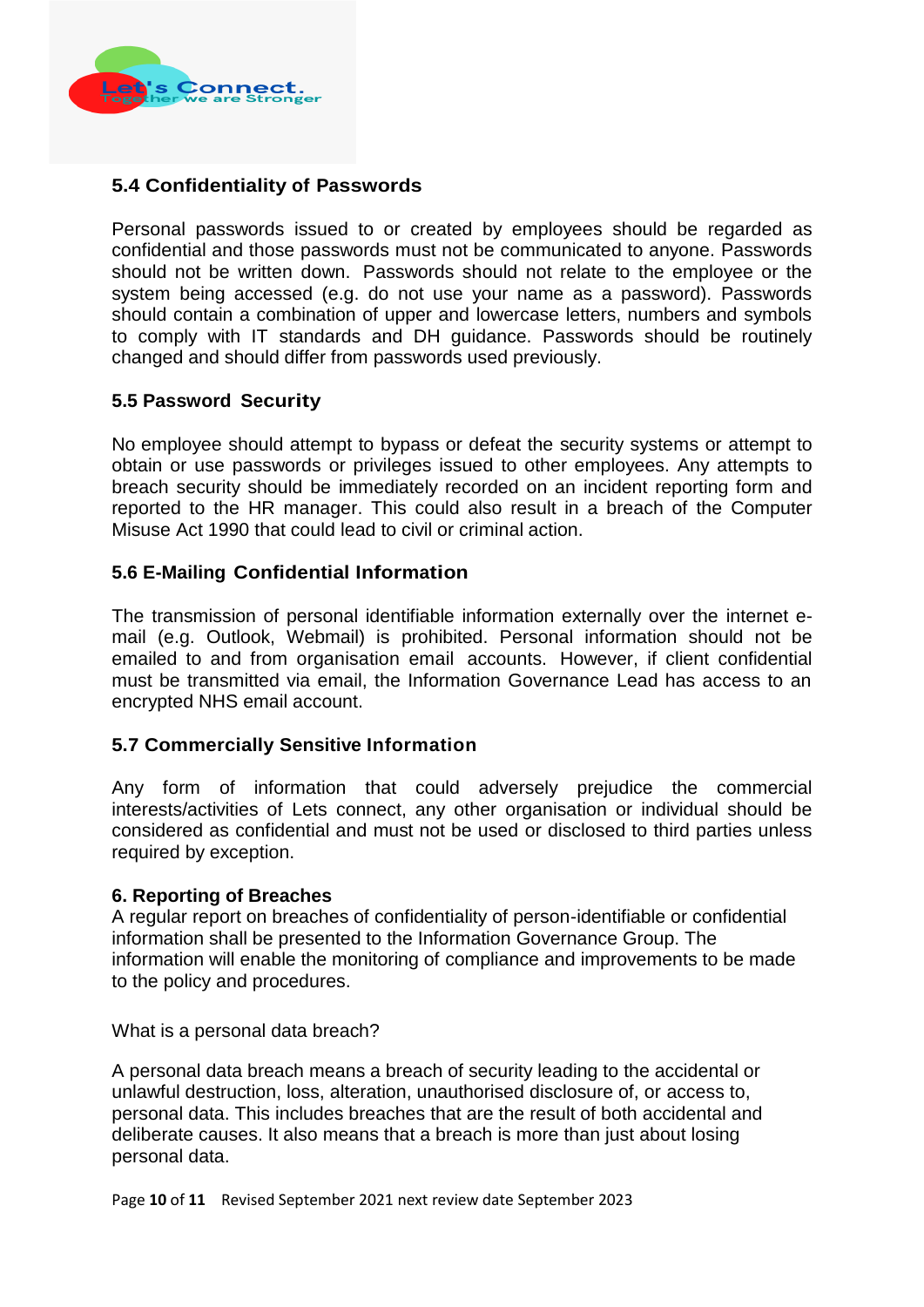### 5.4 Confidentiality of Passwords

Personal passwords issued to or created by employees should be regarded as confidential and those passwords must not be communicated to anyone. Passwords should not be written down. Passwords should not relate to the employee or the system being accessed (e.g. do not use your name as a password). Passwords should contain a combination of upper and lowercase letters, numbers and symbols to comply with IT standards and DH guidance. Passwords should be routinely changed and should differ from passwords used previously.

### 5.5 Password Security

No employee should attempt to bypass or defeat the security systems or attempt to obtain or use passwords or privileges issued to other employees. Any attempts to breach security should be immediately recorded on an incident reporting form and reported to the HR manager. This could also result in a breach of the Computer Misuse Act 1990 that could lead to civil or criminal action.

### 5.6 E-Mailing Confidential Information

The transmission of personal identifiable information externally over the internet e-mail (e.g. Outlook, Webmail) is prohibited. Personal information should not be emailed to and from organisation email accounts. However, if client confidential must be transmitted via email, the Information Governance Lead has access to an encrypted NHS email account.

### 5.7 Commercially Sensitive Information

Any form of information that could adversely prejudice the commercial interests/activities of Lets connect, any other organisation or individual should be considered as confidential and must not be used or disclosed to third parties unless required by exception.

## 6. Reporting of Breaches

A regular report on breaches of confidentiality of person-identifiable or confidential information shall be presented to the Information Governance Group. The information will enable the monitoring of compliance and improvements to be made to the policy and procedures.

What is a personal data breach?

A personal data breach means a breach of security leading to the accidental or unlawful destruction, loss, alteration, unauthorised disclosure of, or access to, personal data. This includes breaches that are the result of both accidental and deliberate causes. It also means that a breach is more than just about losing personal data.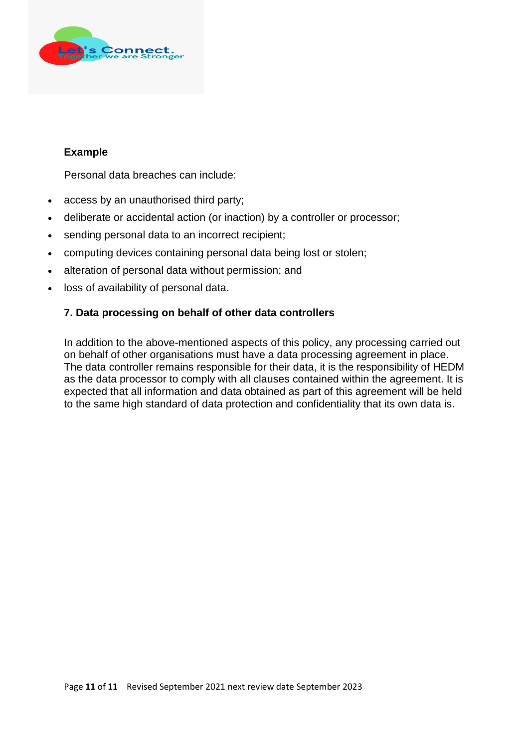**Example**

Personal data breaches can include:

- access by an unauthorised third party;
- deliberate or accidental action (or inaction) by a controller or processor;
- sending personal data to an incorrect recipient;
- computing devices containing personal data being lost or stolen;
- alteration of personal data without permission; and
- loss of availability of personal data.

**7. Data processing on behalf of other data controllers**

In addition to the above-mentioned aspects of this policy, any processing carried out on behalf of other organisations must have a data processing agreement in place. The data controller remains responsible for their data, it is the responsibility of HEDM as the data processor to comply with all clauses contained within the agreement. It is expected that all information and data obtained as part of this agreement will be held to the same high standard of data protection and confidentiality that its own data is.